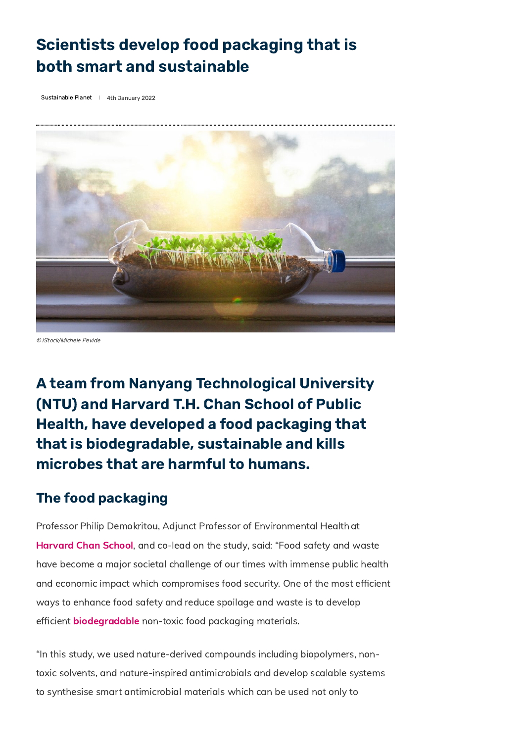# Scientists develop food packaging that is both smart and sustainable

Sustainable Planet | 4th January 2022

© iStock/Michele Pevide

## A team from Nanyang Technological University (NTU) and Harvard T.H. Chan School of Public Health, have developed a food packaging that that is biodegradable, sustainable and kills microbes that are harmful to humans.

### The food packaging

Professor Philip Demokritou, Adjunct Professor of Environmental Health at **Harvard Chan School**, and co-lead on the study, said: "Food safety and waste have become a major societal challenge of our times with immense public health and economic impact which compromises food security. One of the most efficient ways to enhance food safety and reduce spoilage and waste is to develop efficient **biodegradable** non-toxic food packaging materials.

"In this study, we used nature-derived compounds including biopolymers, non-toxic solvents, and nature-inspired antimicrobials and develop scalable systems to synthesise smart antimicrobial materials which can be used not only to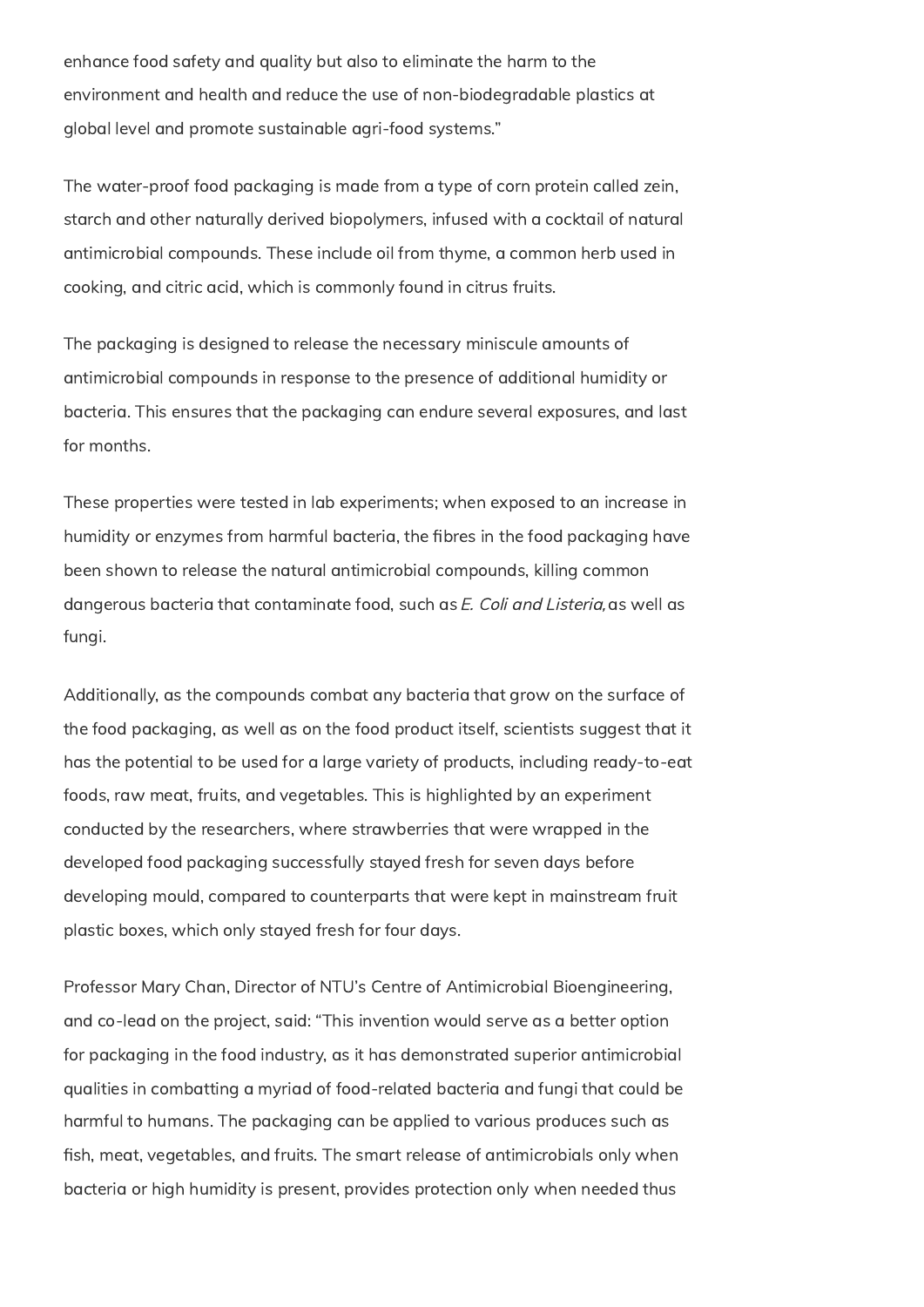enhance food safety and quality but also to eliminate the harm to the environment and health and reduce the use of non-biodegradable plastics at global level and promote sustainable agri-food systems."

The water-proof food packaging is made from a type of corn protein called zein, starch and other naturally derived biopolymers, infused with a cocktail of natural antimicrobial compounds. These include oil from thyme, a common herb used in cooking, and citric acid, which is commonly found in citrus fruits.

The packaging is designed to release the necessary miniscule amounts of antimicrobial compounds in response to the presence of additional humidity or bacteria. This ensures that the packaging can endure several exposures, and last for months.

These properties were tested in lab experiments; when exposed to an increase in humidity or enzymes from harmful bacteria, the fibres in the food packaging have been shown to release the natural antimicrobial compounds, killing common dangerous bacteria that contaminate food, such as *E. Coli and Listeria,* as well as fungi.

Additionally, as the compounds combat any bacteria that grow on the surface of the food packaging, as well as on the food product itself, scientists suggest that it has the potential to be used for a large variety of products, including ready-to-eat foods, raw meat, fruits, and vegetables. This is highlighted by an experiment conducted by the researchers, where strawberries that were wrapped in the developed food packaging successfully stayed fresh for seven days before developing mould, compared to counterparts that were kept in mainstream fruit plastic boxes, which only stayed fresh for four days.

Professor Mary Chan, Director of NTU's Centre of Antimicrobial Bioengineering, and co-lead on the project, said: "This invention would serve as a better option for packaging in the food industry, as it has demonstrated superior antimicrobial qualities in combatting a myriad of food-related bacteria and fungi that could be harmful to humans. The packaging can be applied to various produces such as fish, meat, vegetables, and fruits. The smart release of antimicrobials only when bacteria or high humidity is present, provides protection only when needed thus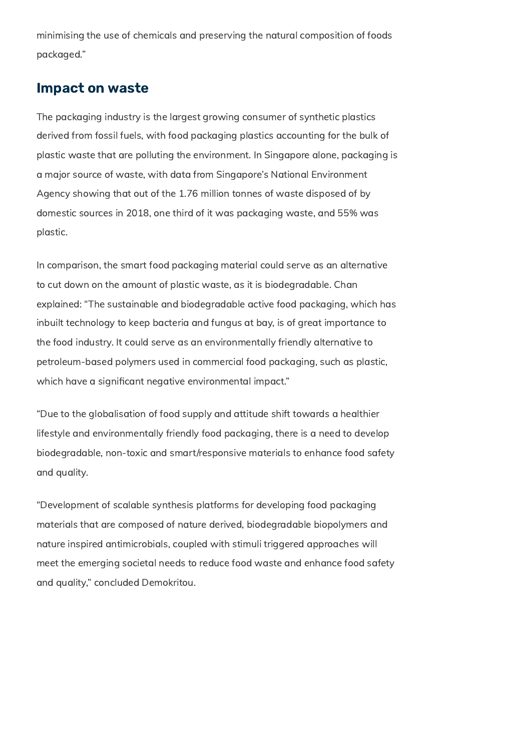minimising the use of chemicals and preserving the natural composition of foods packaged."

## Impact on waste

The packaging industry is the largest growing consumer of synthetic plastics derived from fossil fuels, with food packaging plastics accounting for the bulk of plastic waste that are polluting the environment. In Singapore alone, packaging is a major source of waste, with data from Singapore's National Environment Agency showing that out of the 1.76 million tonnes of waste disposed of by domestic sources in 2018, one third of it was packaging waste, and 55% was plastic.

In comparison, the smart food packaging material could serve as an alternative to cut down on the amount of plastic waste, as it is biodegradable. Chan explained: "The sustainable and biodegradable active food packaging, which has inbuilt technology to keep bacteria and fungus at bay, is of great importance to the food industry. It could serve as an environmentally friendly alternative to petroleum-based polymers used in commercial food packaging, such as plastic, which have a significant negative environmental impact."

"Due to the globalisation of food supply and attitude shift towards a healthier lifestyle and environmentally friendly food packaging, there is a need to develop biodegradable, non-toxic and smart/responsive materials to enhance food safety and quality.

"Development of scalable synthesis platforms for developing food packaging materials that are composed of nature derived, biodegradable biopolymers and nature inspired antimicrobials, coupled with stimuli triggered approaches will meet the emerging societal needs to reduce food waste and enhance food safety and quality," concluded Demokritou.